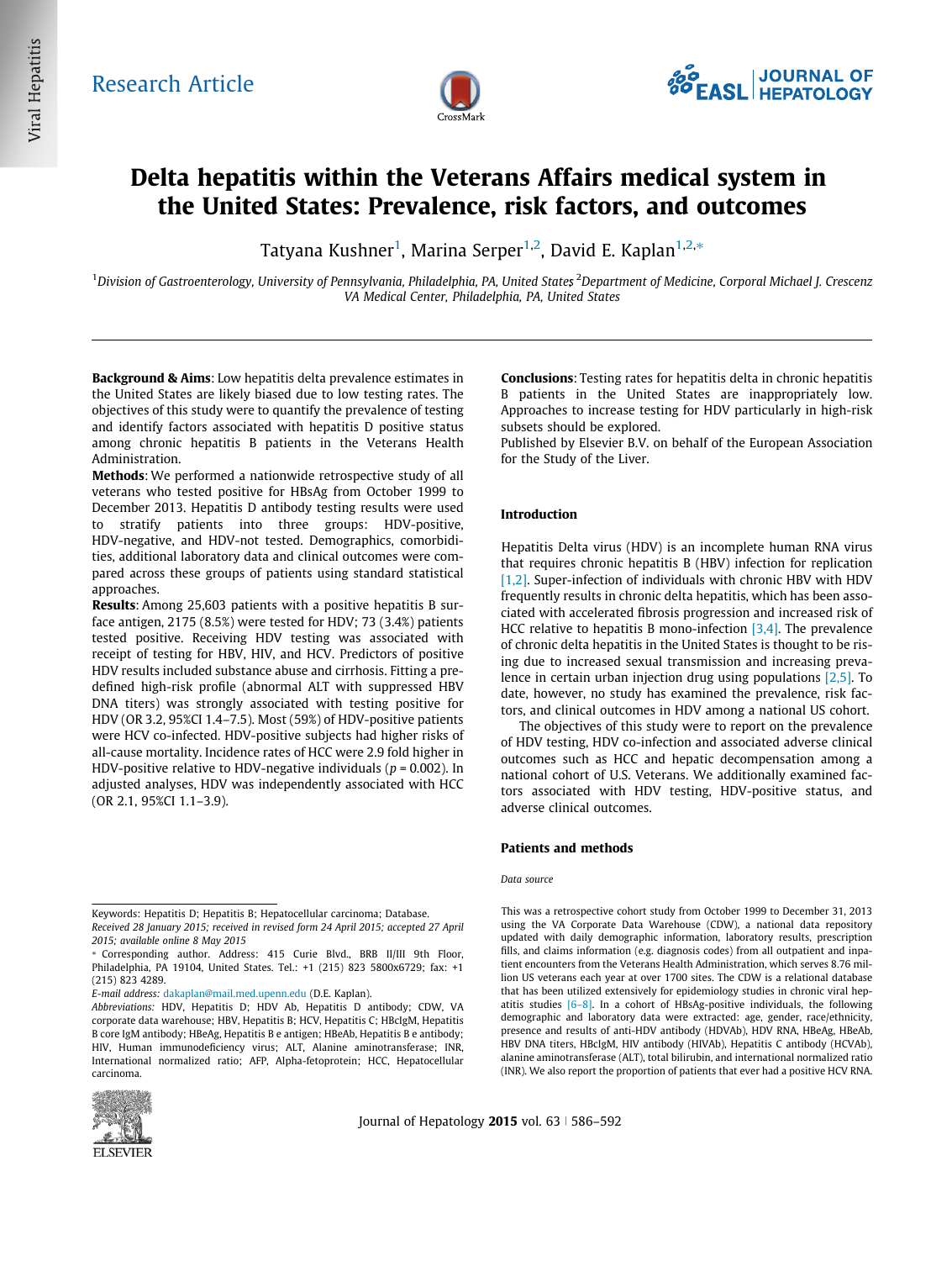Research Article

# Delta hepatitis within the Veterans Affairs medical system in the United States: Prevalence, risk factors, and outcomes

Tatyana Kushner[1], Marina Serper[1,2], David E. Kaplan[1,2,*]

[1]Division of Gastroenterology, University of Pennsylvania, Philadelphia, PA, United States; [2]Department of Medicine, Corporal Michael J. Crescenz VA Medical Center, Philadelphia, PA, United States

**Background & Aims**: Low hepatitis delta prevalence estimates in the United States are likely biased due to low testing rates. The objectives of this study were to quantify the prevalence of testing and identify factors associated with hepatitis D positive status among chronic hepatitis B patients in the Veterans Health Administration.

**Methods**: We performed a nationwide retrospective study of all veterans who tested positive for HBsAg from October 1999 to December 2013. Hepatitis D antibody testing results were used to stratify patients into three groups: HDV-positive, HDV-negative, and HDV-not tested. Demographics, comorbidities, additional laboratory data and clinical outcomes were compared across these groups of patients using standard statistical approaches.

**Results**: Among 25,603 patients with a positive hepatitis B surface antigen, 2175 (8.5%) were tested for HDV; 73 (3.4%) patients tested positive. Receiving HDV testing was associated with receipt of testing for HBV, HIV, and HCV. Predictors of positive HDV results included substance abuse and cirrhosis. Fitting a predefined high-risk profile (abnormal ALT with suppressed HBV DNA titers) was strongly associated with testing positive for HDV (OR 3.2, 95%CI 1.4–7.5). Most (59%) of HDV-positive patients were HCV co-infected. HDV-positive subjects had higher risks of all-cause mortality. Incidence rates of HCC were 2.9 fold higher in HDV-positive relative to HDV-negative individuals ($p = 0.002$). In adjusted analyses, HDV was independently associated with HCC (OR 2.1, 95%CI 1.1–3.9).

**Conclusions**: Testing rates for hepatitis delta in chronic hepatitis B patients in the United States are inappropriately low. Approaches to increase testing for HDV particularly in high-risk subsets should be explored.

Published by Elsevier B.V. on behalf of the European Association for the Study of the Liver.

Keywords: Hepatitis D; Hepatitis B; Hepatocellular carcinoma; Database.

*Received 28 January 2015; received in revised form 24 April 2015; accepted 27 April 2015; available online 8 May 2015*

* Corresponding author. Address: 415 Curie Blvd., BRB II/III 9th Floor, Philadelphia, PA 19104, United States. Tel.: +1 (215) 823 5800x6729; fax: +1 (215) 823 4289.

*E-mail address:* dakaplan@mail.med.upenn.edu (D.E. Kaplan).

*Abbreviations:* HDV, Hepatitis D; HDV Ab, Hepatitis D antibody; CDW, VA corporate data warehouse; HBV, Hepatitis B; HCV, Hepatitis C; HBcIgM, Hepatitis B core IgM antibody; HBeAg, Hepatitis B e antigen; HBeAb, Hepatitis B e antibody; HIV, Human immunodeficiency virus; ALT, Alanine aminotransferase; INR, International normalized ratio; AFP, Alpha-fetoprotein; HCC, Hepatocellular carcinoma.

## Introduction

Hepatitis Delta virus (HDV) is an incomplete human RNA virus that requires chronic hepatitis B (HBV) infection for replication [1,2]. Super-infection of individuals with chronic HBV with HDV frequently results in chronic delta hepatitis, which has been associated with accelerated fibrosis progression and increased risk of HCC relative to hepatitis B mono-infection [3,4]. The prevalence of chronic delta hepatitis in the United States is thought to be rising due to increased sexual transmission and increasing prevalence in certain urban injection drug using populations [2,5]. To date, however, no study has examined the prevalence, risk factors, and clinical outcomes in HDV among a national US cohort.

The objectives of this study were to report on the prevalence of HDV testing, HDV co-infection and associated adverse clinical outcomes such as HCC and hepatic decompensation among a national cohort of U.S. Veterans. We additionally examined factors associated with HDV testing, HDV-positive status, and adverse clinical outcomes.

## Patients and methods

### *Data source*

This was a retrospective cohort study from October 1999 to December 31, 2013 using the VA Corporate Data Warehouse (CDW), a national data repository updated with daily demographic information, laboratory results, prescription fills, and claims information (e.g. diagnosis codes) from all outpatient and inpatient encounters from the Veterans Health Administration, which serves 8.76 million US veterans each year at over 1700 sites. The CDW is a relational database that has been utilized extensively for epidemiology studies in chronic viral hepatitis studies [6–8]. In a cohort of HBsAg-positive individuals, the following demographic and laboratory data were extracted: age, gender, race/ethnicity, presence and results of anti-HDV antibody (HDVAb), HDV RNA, HBeAg, HBeAb, HBV DNA titers, HBcIgM, HIV antibody (HIVAb), Hepatitis C antibody (HCVAb), alanine aminotransferase (ALT), total bilirubin, and international normalized ratio (INR). We also report the proportion of patients that ever had a positive HCV RNA.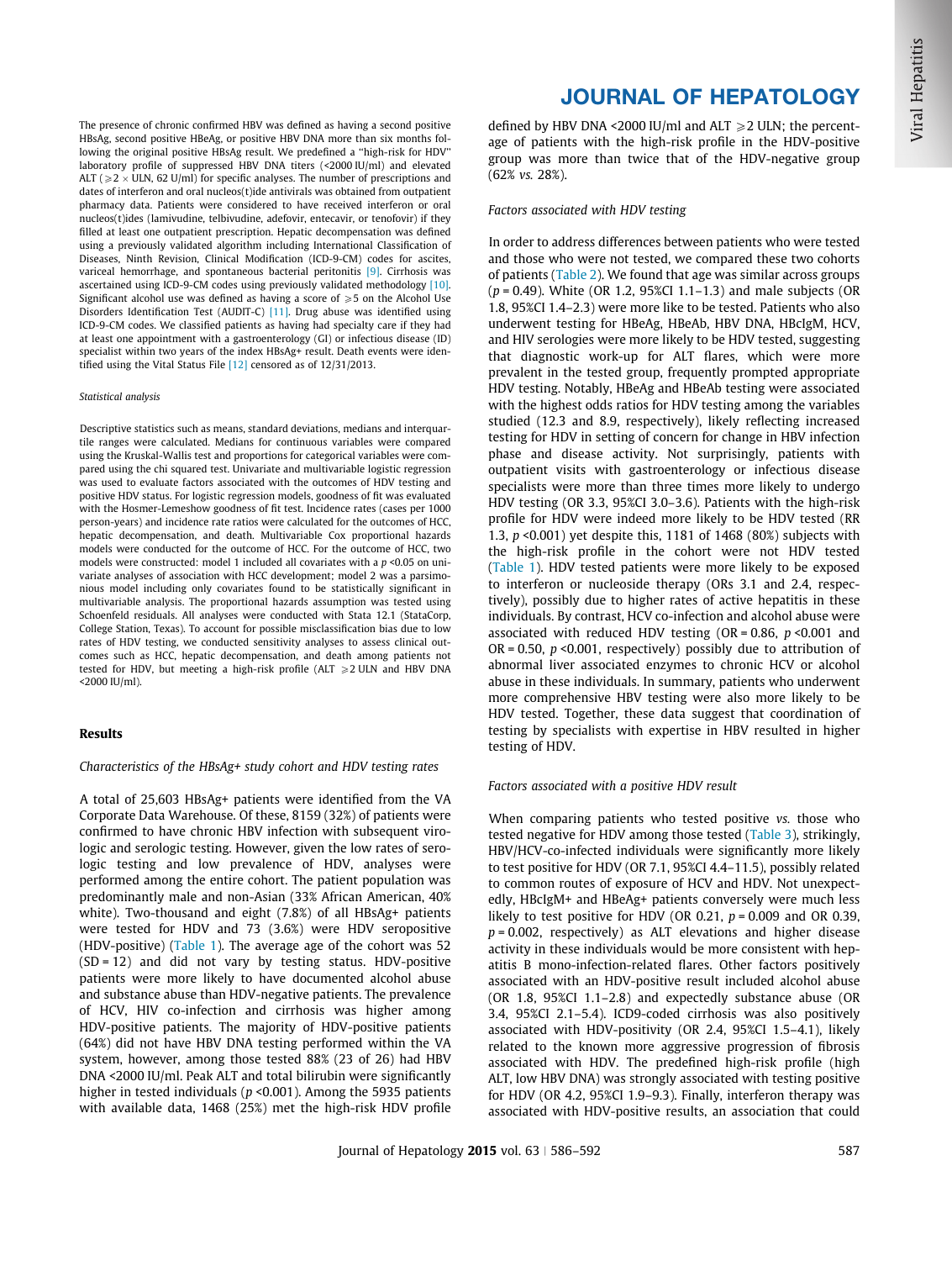The presence of chronic confirmed HBV was defined as having a second positive HBsAg, second positive HBeAg, or positive HBV DNA more than six months following the original positive HBsAg result. We predefined a "high-risk for HDV" laboratory profile of suppressed HBV DNA titers (<2000 IU/ml) and elevated ALT (⩾2 × ULN, 62 U/ml) for specific analyses. The number of prescriptions and dates of interferon and oral nucleos(t)ide antivirals was obtained from outpatient pharmacy data. Patients were considered to have received interferon or oral nucleos(t)ides (lamivudine, telbivudine, adefovir, entecavir, or tenofovir) if they filled at least one outpatient prescription. Hepatic decompensation was defined using a previously validated algorithm including International Classification of Diseases, Ninth Revision, Clinical Modification (ICD-9-CM) codes for ascites, variceal hemorrhage, and spontaneous bacterial peritonitis [9]. Cirrhosis was ascertained using ICD-9-CM codes using previously validated methodology [10]. Significant alcohol use was defined as having a score of ⩾5 on the Alcohol Use Disorders Identification Test (AUDIT-C) [11]. Drug abuse was identified using ICD-9-CM codes. We classified patients as having had specialty care if they had at least one appointment with a gastroenterology (GI) or infectious disease (ID) specialist within two years of the index HBsAg+ result. Death events were identified using the Vital Status File [12] censored as of 12/31/2013.

#### Statistical analysis

Descriptive statistics such as means, standard deviations, medians and interquartile ranges were calculated. Medians for continuous variables were compared using the Kruskal-Wallis test and proportions for categorical variables were compared using the chi squared test. Univariate and multivariable logistic regression was used to evaluate factors associated with the outcomes of HDV testing and positive HDV status. For logistic regression models, goodness of fit was evaluated with the Hosmer-Lemeshow goodness of fit test. Incidence rates (cases per 1000 person-years) and incidence rate ratios were calculated for the outcomes of HCC, hepatic decompensation, and death. Multivariable Cox proportional hazards models were conducted for the outcome of HCC. For the outcome of HCC, two models were constructed: model 1 included all covariates with a $p$ <0.05 on univariate analyses of association with HCC development; model 2 was a parsimonious model including only covariates found to be statistically significant in multivariable analysis. The proportional hazards assumption was tested using Schoenfeld residuals. All analyses were conducted with Stata 12.1 (StataCorp, College Station, Texas). To account for possible misclassification bias due to low rates of HDV testing, we conducted sensitivity analyses to assess clinical outcomes such as HCC, hepatic decompensation, and death among patients not tested for HDV, but meeting a high-risk profile (ALT ⩾2 ULN and HBV DNA <2000 IU/ml).

## Results

### *Characteristics of the HBsAg+ study cohort and HDV testing rates*

A total of 25,603 HBsAg+ patients were identified from the VA Corporate Data Warehouse. Of these, 8159 (32%) of patients were confirmed to have chronic HBV infection with subsequent virologic and serologic testing. However, given the low rates of serologic testing and low prevalence of HDV, analyses were performed among the entire cohort. The patient population was predominantly male and non-Asian (33% African American, 40% white). Two-thousand and eight (7.8%) of all HBsAg+ patients were tested for HDV and 73 (3.6%) were HDV seropositive (HDV-positive) (Table 1). The average age of the cohort was 52 (SD = 12) and did not vary by testing status. HDV-positive patients were more likely to have documented alcohol abuse and substance abuse than HDV-negative patients. The prevalence of HCV, HIV co-infection and cirrhosis was higher among HDV-positive patients. The majority of HDV-positive patients (64%) did not have HBV DNA testing performed within the VA system, however, among those tested 88% (23 of 26) had HBV DNA <2000 IU/ml. Peak ALT and total bilirubin were significantly higher in tested individuals ($p$ <0.001). Among the 5935 patients with available data, 1468 (25%) met the high-risk HDV profile defined by HBV DNA <2000 IU/ml and ALT ⩾2 ULN; the percentage of patients with the high-risk profile in the HDV-positive group was more than twice that of the HDV-negative group (62% *vs.* 28%).

### *Factors associated with HDV testing*

In order to address differences between patients who were tested and those who were not tested, we compared these two cohorts of patients (Table 2). We found that age was similar across groups ($p$ = 0.49). White (OR 1.2, 95%CI 1.1–1.3) and male subjects (OR 1.8, 95%CI 1.4–2.3) were more like to be tested. Patients who also underwent testing for HBeAg, HBeAb, HBV DNA, HBcIgM, HCV, and HIV serologies were more likely to be HDV tested, suggesting that diagnostic work-up for ALT flares, which were more prevalent in the tested group, frequently prompted appropriate HDV testing. Notably, HBeAg and HBeAb testing were associated with the highest odds ratios for HDV testing among the variables studied (12.3 and 8.9, respectively), likely reflecting increased testing for HDV in setting of concern for change in HBV infection phase and disease activity. Not surprisingly, patients with outpatient visits with gastroenterology or infectious disease specialists were more than three times more likely to undergo HDV testing (OR 3.3, 95%CI 3.0–3.6). Patients with the high-risk profile for HDV were indeed more likely to be HDV tested (RR 1.3, $p$ <0.001) yet despite this, 1181 of 1468 (80%) subjects with the high-risk profile in the cohort were not HDV tested (Table 1). HDV tested patients were more likely to be exposed to interferon or nucleoside therapy (ORs 3.1 and 2.4, respectively), possibly due to higher rates of active hepatitis in these individuals. By contrast, HCV co-infection and alcohol abuse were associated with reduced HDV testing (OR = 0.86, $p$ <0.001 and OR = 0.50, $p$ <0.001, respectively) possibly due to attribution of abnormal liver associated enzymes to chronic HCV or alcohol abuse in these individuals. In summary, patients who underwent more comprehensive HBV testing were also more likely to be HDV tested. Together, these data suggest that coordination of testing by specialists with expertise in HBV resulted in higher testing of HDV.

### *Factors associated with a positive HDV result*

When comparing patients who tested positive *vs.* those who tested negative for HDV among those tested (Table 3), strikingly, HBV/HCV-co-infected individuals were significantly more likely to test positive for HDV (OR 7.1, 95%CI 4.4–11.5), possibly related to common routes of exposure of HCV and HDV. Not unexpectedly, HBcIgM+ and HBeAg+ patients conversely were much less likely to test positive for HDV (OR 0.21, $p$ = 0.009 and OR 0.39, $p$ = 0.002, respectively) as ALT elevations and higher disease activity in these individuals would be more consistent with hepatitis B mono-infection-related flares. Other factors positively associated with an HDV-positive result included alcohol abuse (OR 1.8, 95%CI 1.1–2.8) and expectedly substance abuse (OR 3.4, 95%CI 2.1–5.4). ICD9-coded cirrhosis was also positively associated with HDV-positivity (OR 2.4, 95%CI 1.5–4.1), likely related to the known more aggressive progression of fibrosis associated with HDV. The predefined high-risk profile (high ALT, low HBV DNA) was strongly associated with testing positive for HDV (OR 4.2, 95%CI 1.9–9.3). Finally, interferon therapy was associated with HDV-positive results, an association that could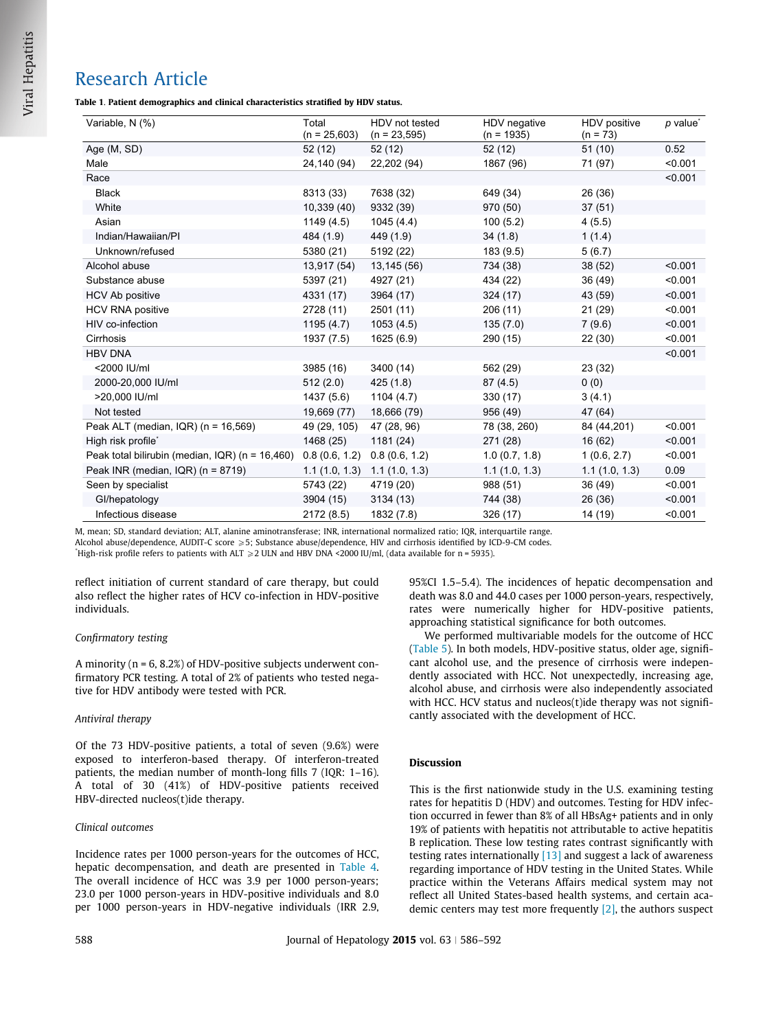## Research Article

**Table 1. Patient demographics and clinical characteristics stratified by HDV status.**

| Variable, N (%) | Total (n = 25,603) | HDV not tested (n = 23,595) | HDV negative (n = 1935) | HDV positive (n = 73) | p value* |
|---|---|---|---|---|---|
| Age (M, SD) | 52 (12) | 52 (12) | 52 (12) | 51 (10) | 0.52 |
| Male | 24,140 (94) | 22,202 (94) | 1867 (96) | 71 (97) | <0.001 |
| Race | | | | | <0.001 |
| Black | 8313 (33) | 7638 (32) | 649 (34) | 26 (36) | |
| White | 10,339 (40) | 9332 (39) | 970 (50) | 37 (51) | |
| Asian | 1149 (4.5) | 1045 (4.4) | 100 (5.2) | 4 (5.5) | |
| Indian/Hawaiian/PI | 484 (1.9) | 449 (1.9) | 34 (1.8) | 1 (1.4) | |
| Unknown/refused | 5380 (21) | 5192 (22) | 183 (9.5) | 5 (6.7) | |
| Alcohol abuse | 13,917 (54) | 13,145 (56) | 734 (38) | 38 (52) | <0.001 |
| Substance abuse | 5397 (21) | 4927 (21) | 434 (22) | 36 (49) | <0.001 |
| HCV Ab positive | 4331 (17) | 3964 (17) | 324 (17) | 43 (59) | <0.001 |
| HCV RNA positive | 2728 (11) | 2501 (11) | 206 (11) | 21 (29) | <0.001 |
| HIV co-infection | 1195 (4.7) | 1053 (4.5) | 135 (7.0) | 7 (9.6) | <0.001 |
| Cirrhosis | 1937 (7.5) | 1625 (6.9) | 290 (15) | 22 (30) | <0.001 |
| HBV DNA | | | | | <0.001 |
| <2000 IU/ml | 3985 (16) | 3400 (14) | 562 (29) | 23 (32) | |
| 2000-20,000 IU/ml | 512 (2.0) | 425 (1.8) | 87 (4.5) | 0 (0) | |
| >20,000 IU/ml | 1437 (5.6) | 1104 (4.7) | 330 (17) | 3 (4.1) | |
| Not tested | 19,669 (77) | 18,666 (79) | 956 (49) | 47 (64) | |
| Peak ALT (median, IQR) (n = 16,569) | 49 (29, 105) | 47 (28, 96) | 78 (38, 260) | 84 (44,201) | <0.001 |
| High risk profile* | 1468 (25) | 1181 (24) | 271 (28) | 16 (62) | <0.001 |
| Peak total bilirubin (median, IQR) (n = 16,460) | 0.8 (0.6, 1.2) | 0.8 (0.6, 1.2) | 1.0 (0.7, 1.8) | 1 (0.6, 2.7) | <0.001 |
| Peak INR (median, IQR) (n = 8719) | 1.1 (1.0, 1.3) | 1.1 (1.0, 1.3) | 1.1 (1.0, 1.3) | 1.1 (1.0, 1.3) | 0.09 |
| Seen by specialist | 5743 (22) | 4719 (20) | 988 (51) | 36 (49) | <0.001 |
| GI/hepatology | 3904 (15) | 3134 (13) | 744 (38) | 26 (36) | <0.001 |
| Infectious disease | 2172 (8.5) | 1832 (7.8) | 326 (17) | 14 (19) | <0.001 |

M, mean; SD, standard deviation; ALT, alanine aminotransferase; INR, international normalized ratio; IQR, interquartile range.
Alcohol abuse/dependence, AUDIT-C score ⩾5; Substance abuse/dependence, HIV and cirrhosis identified by ICD-9-CM codes.
*High-risk profile refers to patients with ALT ⩾2 ULN and HBV DNA <2000 IU/ml, (data available for n = 5935).

reflect initiation of current standard of care therapy, but could also reflect the higher rates of HCV co-infection in HDV-positive individuals.

*Confirmatory testing*

A minority (n = 6, 8.2%) of HDV-positive subjects underwent confirmatory PCR testing. A total of 2% of patients who tested negative for HDV antibody were tested with PCR.

*Antiviral therapy*

Of the 73 HDV-positive patients, a total of seven (9.6%) were exposed to interferon-based therapy. Of interferon-treated patients, the median number of month-long fills 7 (IQR: 1–16). A total of 30 (41%) of HDV-positive patients received HBV-directed nucleos(t)ide therapy.

*Clinical outcomes*

Incidence rates per 1000 person-years for the outcomes of HCC, hepatic decompensation, and death are presented in Table 4. The overall incidence of HCC was 3.9 per 1000 person-years; 23.0 per 1000 person-years in HDV-positive individuals and 8.0 per 1000 person-years in HDV-negative individuals (IRR 2.9, 95%CI 1.5–5.4). The incidences of hepatic decompensation and death was 8.0 and 44.0 cases per 1000 person-years, respectively, rates were numerically higher for HDV-positive patients, approaching statistical significance for both outcomes.

We performed multivariable models for the outcome of HCC (Table 5). In both models, HDV-positive status, older age, significant alcohol use, and the presence of cirrhosis were independently associated with HCC. Not unexpectedly, increasing age, alcohol abuse, and cirrhosis were also independently associated with HCC. HCV status and nucleos(t)ide therapy was not significantly associated with the development of HCC.

### Discussion

This is the first nationwide study in the U.S. examining testing rates for hepatitis D (HDV) and outcomes. Testing for HDV infection occurred in fewer than 8% of all HBsAg+ patients and in only 19% of patients with hepatitis not attributable to active hepatitis B replication. These low testing rates contrast significantly with testing rates internationally [13] and suggest a lack of awareness regarding importance of HDV testing in the United States. While practice within the Veterans Affairs medical system may not reflect all United States-based health systems, and certain academic centers may test more frequently [2], the authors suspect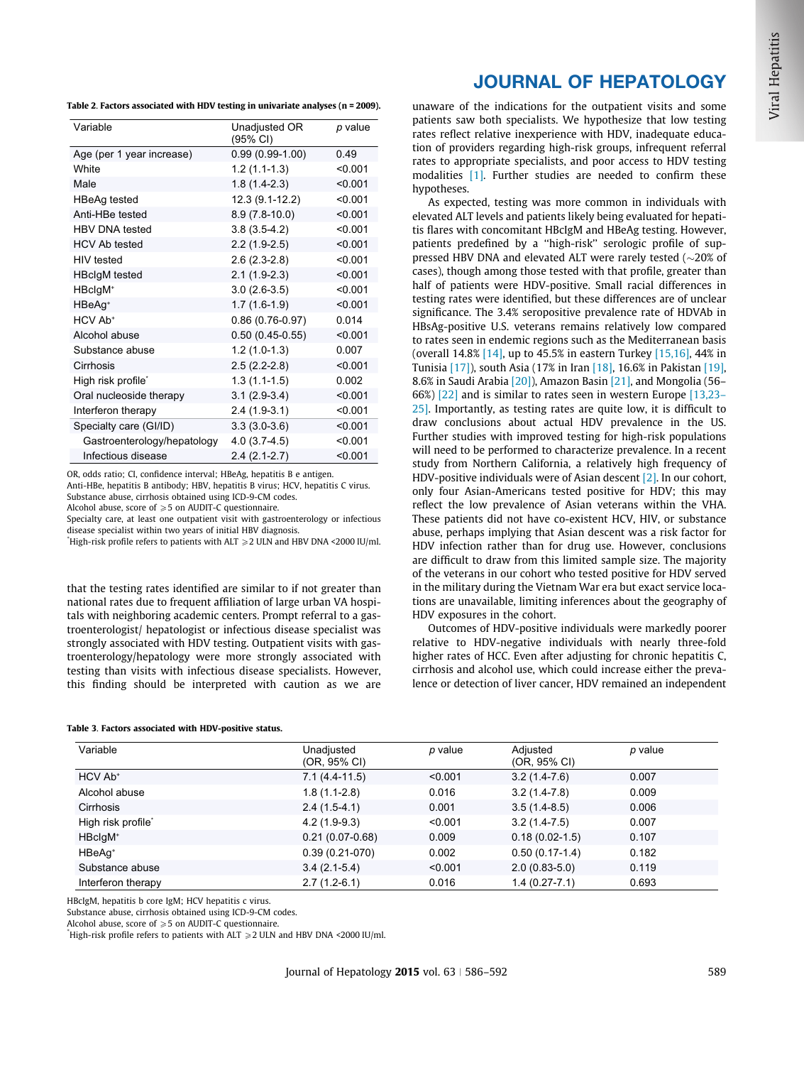**Table 2. Factors associated with HDV testing in univariate analyses (n = 2009).**

| Variable | Unadjusted OR (95% CI) | p value |
|---|---|---|
| Age (per 1 year increase) | 0.99 (0.99-1.00) | 0.49 |
| White | 1.2 (1.1-1.3) | <0.001 |
| Male | 1.8 (1.4-2.3) | <0.001 |
| HBeAg tested | 12.3 (9.1-12.2) | <0.001 |
| Anti-HBe tested | 8.9 (7.8-10.0) | <0.001 |
| HBV DNA tested | 3.8 (3.5-4.2) | <0.001 |
| HCV Ab tested | 2.2 (1.9-2.5) | <0.001 |
| HIV tested | 2.6 (2.3-2.8) | <0.001 |
| HBcIgM tested | 2.1 (1.9-2.3) | <0.001 |
| HBcIgM⁺ | 3.0 (2.6-3.5) | <0.001 |
| HBeAg⁺ | 1.7 (1.6-1.9) | <0.001 |
| HCV Ab⁺ | 0.86 (0.76-0.97) | 0.014 |
| Alcohol abuse | 0.50 (0.45-0.55) | <0.001 |
| Substance abuse | 1.2 (1.0-1.3) | 0.007 |
| Cirrhosis | 2.5 (2.2-2.8) | <0.001 |
| High risk profile* | 1.3 (1.1-1.5) | 0.002 |
| Oral nucleoside therapy | 3.1 (2.9-3.4) | <0.001 |
| Interferon therapy | 2.4 (1.9-3.1) | <0.001 |
| Specialty care (GI/ID) | 3.3 (3.0-3.6) | <0.001 |
| Gastroenterology/hepatology | 4.0 (3.7-4.5) | <0.001 |
| Infectious disease | 2.4 (2.1-2.7) | <0.001 |

OR, odds ratio; CI, confidence interval; HBeAg, hepatitis B e antigen.
Anti-HBe, hepatitis B antibody; HBV, hepatitis B virus; HCV, hepatitis C virus.
Substance abuse, cirrhosis obtained using ICD-9-CM codes.
Alcohol abuse, score of ⩾5 on AUDIT-C questionnaire.
Specialty care, at least one outpatient visit with gastroenterology or infectious disease specialist within two years of initial HBV diagnosis.
*High-risk profile refers to patients with ALT ⩾2 ULN and HBV DNA <2000 IU/ml.

that the testing rates identified are similar to if not greater than national rates due to frequent affiliation of large urban VA hospitals with neighboring academic centers. Prompt referral to a gastroenterologist/ hepatologist or infectious disease specialist was strongly associated with HDV testing. Outpatient visits with gastroenterology/hepatology were more strongly associated with testing than visits with infectious disease specialists. However, this finding should be interpreted with caution as we are unaware of the indications for the outpatient visits and some patients saw both specialists. We hypothesize that low testing rates reflect relative inexperience with HDV, inadequate education of providers regarding high-risk groups, infrequent referral rates to appropriate specialists, and poor access to HDV testing modalities [1]. Further studies are needed to confirm these hypotheses.

As expected, testing was more common in individuals with elevated ALT levels and patients likely being evaluated for hepatitis flares with concomitant HBcIgM and HBeAg testing. However, patients predefined by a "high-risk" serologic profile of suppressed HBV DNA and elevated ALT were rarely tested (~20% of cases), though among those tested with that profile, greater than half of patients were HDV-positive. Small racial differences in testing rates were identified, but these differences are of unclear significance. The 3.4% seropositive prevalence rate of HDVAb in HBsAg-positive U.S. veterans remains relatively low compared to rates seen in endemic regions such as the Mediterranean basis (overall 14.8% [14], up to 45.5% in eastern Turkey [15,16], 44% in Tunisia [17]), south Asia (17% in Iran [18], 16.6% in Pakistan [19], 8.6% in Saudi Arabia [20]), Amazon Basin [21], and Mongolia (56–66%) [22] and is similar to rates seen in western Europe [13,23–25]. Importantly, as testing rates are quite low, it is difficult to draw conclusions about actual HDV prevalence in the US. Further studies with improved testing for high-risk populations will need to be performed to characterize prevalence. In a recent study from Northern California, a relatively high frequency of HDV-positive individuals were of Asian descent [2]. In our cohort, only four Asian-Americans tested positive for HDV; this may reflect the low prevalence of Asian veterans within the VHA. These patients did not have co-existent HCV, HIV, or substance abuse, perhaps implying that Asian descent was a risk factor for HDV infection rather than for drug use. However, conclusions are difficult to draw from this limited sample size. The majority of the veterans in our cohort who tested positive for HDV served in the military during the Vietnam War era but exact service locations are unavailable, limiting inferences about the geography of HDV exposures in the cohort.

Outcomes of HDV-positive individuals were markedly poorer relative to HDV-negative individuals with nearly three-fold higher rates of HCC. Even after adjusting for chronic hepatitis C, cirrhosis and alcohol use, which could increase either the prevalence or detection of liver cancer, HDV remained an independent

**Table 3. Factors associated with HDV-positive status.**

| Variable | Unadjusted (OR, 95% CI) | p value | Adjusted (OR, 95% CI) | p value |
|---|---|---|---|---|
| HCV Ab⁺ | 7.1 (4.4-11.5) | <0.001 | 3.2 (1.4-7.6) | 0.007 |
| Alcohol abuse | 1.8 (1.1-2.8) | 0.016 | 3.2 (1.4-7.8) | 0.009 |
| Cirrhosis | 2.4 (1.5-4.1) | 0.001 | 3.5 (1.4-8.5) | 0.006 |
| High risk profile* | 4.2 (1.9-9.3) | <0.001 | 3.2 (1.4-7.5) | 0.007 |
| HBcIgM⁺ | 0.21 (0.07-0.68) | 0.009 | 0.18 (0.02-1.5) | 0.107 |
| HBeAg⁺ | 0.39 (0.21-070) | 0.002 | 0.50 (0.17-1.4) | 0.182 |
| Substance abuse | 3.4 (2.1-5.4) | <0.001 | 2.0 (0.83-5.0) | 0.119 |
| Interferon therapy | 2.7 (1.2-6.1) | 0.016 | 1.4 (0.27-7.1) | 0.693 |

HBcIgM, hepatitis b core IgM; HCV hepatitis c virus.
Substance abuse, cirrhosis obtained using ICD-9-CM codes.
Alcohol abuse, score of ⩾5 on AUDIT-C questionnaire.
*High-risk profile refers to patients with ALT ⩾2 ULN and HBV DNA <2000 IU/ml.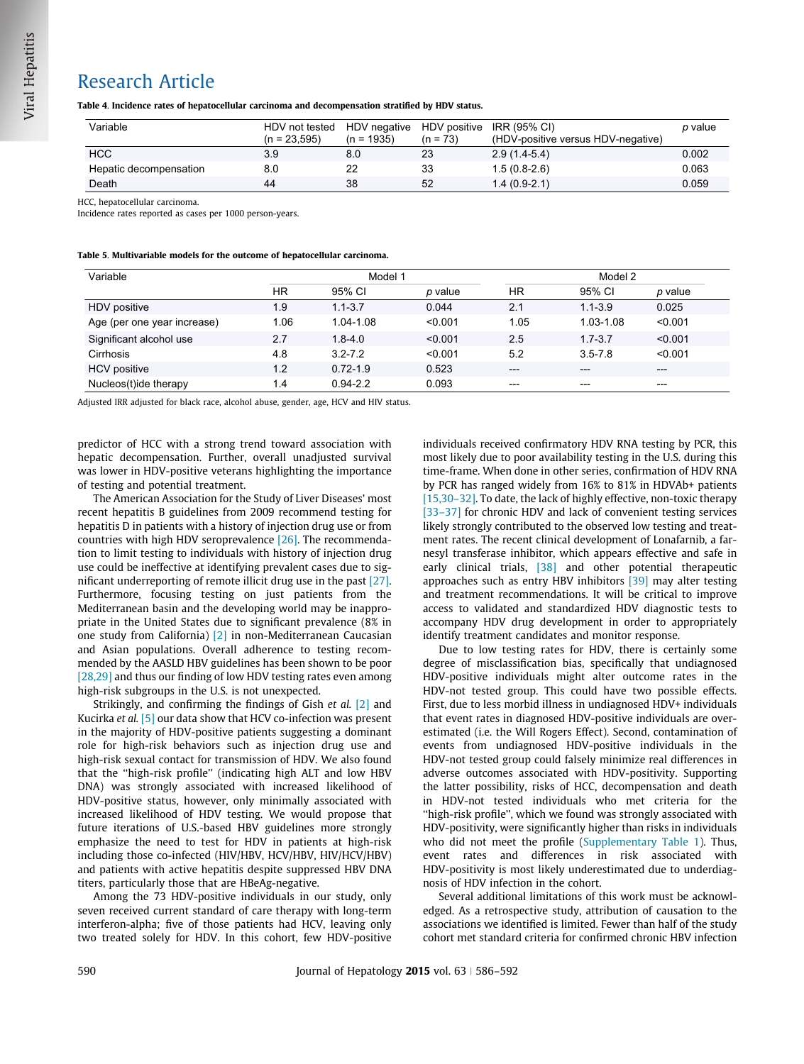**Table 4. Incidence rates of hepatocellular carcinoma and decompensation stratified by HDV status.**

| Variable | HDV not tested (n = 23,595) | HDV negative (n = 1935) | HDV positive (n = 73) | IRR (95% CI) (HDV-positive versus HDV-negative) | *p* value |
|---|---|---|---|---|---|
| HCC | 3.9 | 8.0 | 23 | 2.9 (1.4-5.4) | 0.002 |
| Hepatic decompensation | 8.0 | 22 | 33 | 1.5 (0.8-2.6) | 0.063 |
| Death | 44 | 38 | 52 | 1.4 (0.9-2.1) | 0.059 |

HCC, hepatocellular carcinoma.
Incidence rates reported as cases per 1000 person-years.

**Table 5. Multivariable models for the outcome of hepatocellular carcinoma.**

| Variable | Model 1 | | | Model 2 | | |
|---|---|---|---|---|---|---|
| | HR | 95% CI | *p* value | HR | 95% CI | *p* value |
| HDV positive | 1.9 | 1.1-3.7 | 0.044 | 2.1 | 1.1-3.9 | 0.025 |
| Age (per one year increase) | 1.06 | 1.04-1.08 | <0.001 | 1.05 | 1.03-1.08 | <0.001 |
| Significant alcohol use | 2.7 | 1.8-4.0 | <0.001 | 2.5 | 1.7-3.7 | <0.001 |
| Cirrhosis | 4.8 | 3.2-7.2 | <0.001 | 5.2 | 3.5-7.8 | <0.001 |
| HCV positive | 1.2 | 0.72-1.9 | 0.523 | --- | --- | --- |
| Nucleos(t)ide therapy | 1.4 | 0.94-2.2 | 0.093 | --- | --- | --- |

Adjusted IRR adjusted for black race, alcohol abuse, gender, age, HCV and HIV status.

predictor of HCC with a strong trend toward association with hepatic decompensation. Further, overall unadjusted survival was lower in HDV-positive veterans highlighting the importance of testing and potential treatment.

The American Association for the Study of Liver Diseases' most recent hepatitis B guidelines from 2009 recommend testing for hepatitis D in patients with a history of injection drug use or from countries with high HDV seroprevalence [26]. The recommendation to limit testing to individuals with history of injection drug use could be ineffective at identifying prevalent cases due to significant underreporting of remote illicit drug use in the past [27]. Furthermore, focusing testing on just patients from the Mediterranean basin and the developing world may be inappropriate in the United States due to significant prevalence (8% in one study from California) [2] in non-Mediterranean Caucasian and Asian populations. Overall adherence to testing recommended by the AASLD HBV guidelines has been shown to be poor [28,29] and thus our finding of low HDV testing rates even among high-risk subgroups in the U.S. is not unexpected.

Strikingly, and confirming the findings of Gish *et al.* [2] and Kucirka *et al.* [5] our data show that HCV co-infection was present in the majority of HDV-positive patients suggesting a dominant role for high-risk behaviors such as injection drug use and high-risk sexual contact for transmission of HDV. We also found that the "high-risk profile" (indicating high ALT and low HBV DNA) was strongly associated with increased likelihood of HDV-positive status, however, only minimally associated with increased likelihood of HDV testing. We would propose that future iterations of U.S.-based HBV guidelines more strongly emphasize the need to test for HDV in patients at high-risk including those co-infected (HIV/HBV, HCV/HBV, HIV/HCV/HBV) and patients with active hepatitis despite suppressed HBV DNA titers, particularly those that are HBeAg-negative.

Among the 73 HDV-positive individuals in our study, only seven received current standard of care therapy with long-term interferon-alpha; five of those patients had HCV, leaving only two treated solely for HDV. In this cohort, few HDV-positive individuals received confirmatory HDV RNA testing by PCR, this most likely due to poor availability testing in the U.S. during this time-frame. When done in other series, confirmation of HDV RNA by PCR has ranged widely from 16% to 81% in HDVAb+ patients [15,30–32]. To date, the lack of highly effective, non-toxic therapy [33–37] for chronic HDV and lack of convenient testing services likely strongly contributed to the observed low testing and treatment rates. The recent clinical development of Lonafarnib, a farnesyl transferase inhibitor, which appears effective and safe in early clinical trials, [38] and other potential therapeutic approaches such as entry HBV inhibitors [39] may alter testing and treatment recommendations. It will be critical to improve access to validated and standardized HDV diagnostic tests to accompany HDV drug development in order to appropriately identify treatment candidates and monitor response.

Due to low testing rates for HDV, there is certainly some degree of misclassification bias, specifically that undiagnosed HDV-positive individuals might alter outcome rates in the HDV-not tested group. This could have two possible effects. First, due to less morbid illness in undiagnosed HDV+ individuals that event rates in diagnosed HDV-positive individuals are overestimated (i.e. the Will Rogers Effect). Second, contamination of events from undiagnosed HDV-positive individuals in the HDV-not tested group could falsely minimize real differences in adverse outcomes associated with HDV-positivity. Supporting the latter possibility, risks of HCC, decompensation and death in HDV-not tested individuals who met criteria for the "high-risk profile", which we found was strongly associated with HDV-positivity, were significantly higher than risks in individuals who did not meet the profile (Supplementary Table 1). Thus, event rates and differences in risk associated with HDV-positivity is most likely underestimated due to underdiagnosis of HDV infection in the cohort.

Several additional limitations of this work must be acknowledged. As a retrospective study, attribution of causation to the associations we identified is limited. Fewer than half of the study cohort met standard criteria for confirmed chronic HBV infection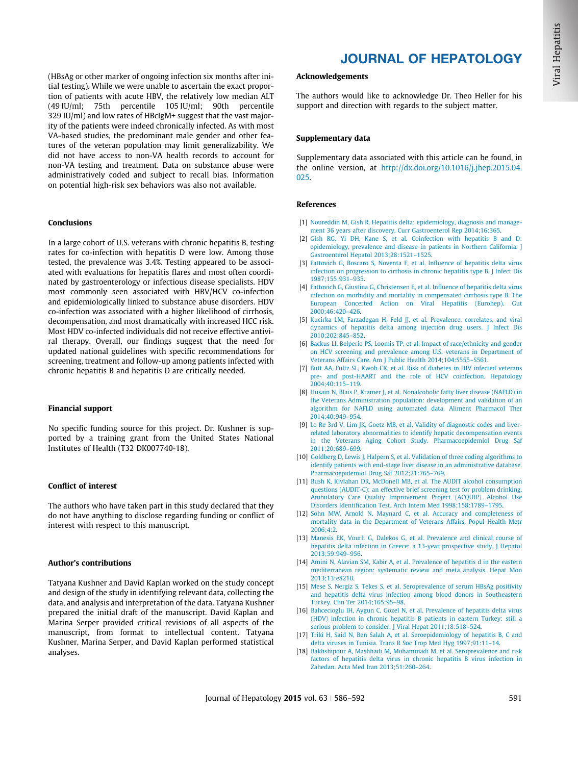(HBsAg or other marker of ongoing infection six months after initial testing). While we were unable to ascertain the exact proportion of patients with acute HBV, the relatively low median ALT (49 IU/ml; 75th percentile 105 IU/ml; 90th percentile 329 IU/ml) and low rates of HBcIgM+ suggest that the vast majority of the patients were indeed chronically infected. As with most VA-based studies, the predominant male gender and other features of the veteran population may limit generalizability. We did not have access to non-VA health records to account for non-VA testing and treatment. Data on substance abuse were administratively coded and subject to recall bias. Information on potential high-risk sex behaviors was also not available.

## Conclusions

In a large cohort of U.S. veterans with chronic hepatitis B, testing rates for co-infection with hepatitis D were low. Among those tested, the prevalence was 3.4%. Testing appeared to be associated with evaluations for hepatitis flares and most often coordinated by gastroenterology or infectious disease specialists. HDV most commonly seen associated with HBV/HCV co-infection and epidemiologically linked to substance abuse disorders. HDV co-infection was associated with a higher likelihood of cirrhosis, decompensation, and most dramatically with increased HCC risk. Most HDV co-infected individuals did not receive effective antiviral therapy. Overall, our findings suggest that the need for updated national guidelines with specific recommendations for screening, treatment and follow-up among patients infected with chronic hepatitis B and hepatitis D are critically needed.

## Financial support

No specific funding source for this project. Dr. Kushner is supported by a training grant from the United States National Institutes of Health (T32 DK007740-18).

## Conflict of interest

The authors who have taken part in this study declared that they do not have anything to disclose regarding funding or conflict of interest with respect to this manuscript.

## Author's contributions

Tatyana Kushner and David Kaplan worked on the study concept and design of the study in identifying relevant data, collecting the data, and analysis and interpretation of the data. Tatyana Kushner prepared the initial draft of the manuscript. David Kaplan and Marina Serper provided critical revisions of all aspects of the manuscript, from format to intellectual content. Tatyana Kushner, Marina Serper, and David Kaplan performed statistical analyses.

## Acknowledgements

The authors would like to acknowledge Dr. Theo Heller for his support and direction with regards to the subject matter.

## Supplementary data

Supplementary data associated with this article can be found, in the online version, at http://dx.doi.org/10.1016/j.jhep.2015.04.025.

## References

[1] Noureddin M, Gish R. Hepatitis delta: epidemiology, diagnosis and management 36 years after discovery. Curr Gastroenterol Rep 2014;16:365.

[2] Gish RG, Yi DH, Kane S, et al. Coinfection with hepatitis B and D: epidemiology, prevalence and disease in patients in Northern California. J Gastroenterol Hepatol 2013;28:1521–1525.

[3] Fattovich G, Boscaro S, Noventa F, et al. Influence of hepatitis delta virus infection on progression to cirrhosis in chronic hepatitis type B. J Infect Dis 1987;155:931–935.

[4] Fattovich G, Giustina G, Christensen E, et al. Influence of hepatitis delta virus infection on morbidity and mortality in compensated cirrhosis type B. The European Concerted Action on Viral Hepatitis (Eurohep). Gut 2000;46:420–426.

[5] Kucirka LM, Farzadegan H, Feld JJ, et al. Prevalence, correlates, and viral dynamics of hepatitis delta among injection drug users. J Infect Dis 2010;202:845–852.

[6] Backus LI, Belperio PS, Loomis TP, et al. Impact of race/ethnicity and gender on HCV screening and prevalence among U.S. veterans in Department of Veterans Affairs Care. Am J Public Health 2014;104:S555–S561.

[7] Butt AA, Fultz SL, Kwoh CK, et al. Risk of diabetes in HIV infected veterans pre- and post-HAART and the role of HCV coinfection. Hepatology 2004;40:115–119.

[8] Husain N, Blais P, Kramer J, et al. Nonalcoholic fatty liver disease (NAFLD) in the Veterans Administration population: development and validation of an algorithm for NAFLD using automated data. Aliment Pharmacol Ther 2014;40:949–954.

[9] Lo Re 3rd V, Lim JK, Goetz MB, et al. Validity of diagnostic codes and liver-related laboratory abnormalities to identify hepatic decompensation events in the Veterans Aging Cohort Study. Pharmacoepidemiol Drug Saf 2011;20:689–699.

[10] Goldberg D, Lewis J, Halpern S, et al. Validation of three coding algorithms to identify patients with end-stage liver disease in an administrative database. Pharmacoepidemiol Drug Saf 2012;21:765–769.

[11] Bush K, Kivlahan DR, McDonell MB, et al. The AUDIT alcohol consumption questions (AUDIT-C): an effective brief screening test for problem drinking. Ambulatory Care Quality Improvement Project (ACQUIP). Alcohol Use Disorders Identification Test. Arch Intern Med 1998;158:1789–1795.

[12] Sohn MW, Arnold N, Maynard C, et al. Accuracy and completeness of mortality data in the Department of Veterans Affairs. Popul Health Metr 2006;4:2.

[13] Manesis EK, Vourli G, Dalekos G, et al. Prevalence and clinical course of hepatitis delta infection in Greece: a 13-year prospective study. J Hepatol 2013;59:949–956.

[14] Amini N, Alavian SM, Kabir A, et al. Prevalence of hepatitis d in the eastern mediterranean region: systematic review and meta analysis. Hepat Mon 2013;13:e8210.

[15] Mese S, Nergiz S, Tekes S, et al. Seroprevalence of serum HBsAg positivity and hepatitis delta virus infection among blood donors in Southeastern Turkey. Clin Ter 2014;165:95–98.

[16] Bahcecioglu IH, Aygun C, Gozel N, et al. Prevalence of hepatitis delta virus (HDV) infection in chronic hepatitis B patients in eastern Turkey: still a serious problem to consider. J Viral Hepat 2011;18:518–524.

[17] Triki H, Said N, Ben Salah A, et al. Seroepidemiology of hepatitis B, C and delta viruses in Tunisia. Trans R Soc Trop Med Hyg 1997;91:11–14.

[18] Bakhshipour A, Mashhadi M, Mohammadi M, et al. Seroprevalence and risk factors of hepatitis delta virus in chronic hepatitis B virus infection in Zahedan. Acta Med Iran 2013;51:260–264.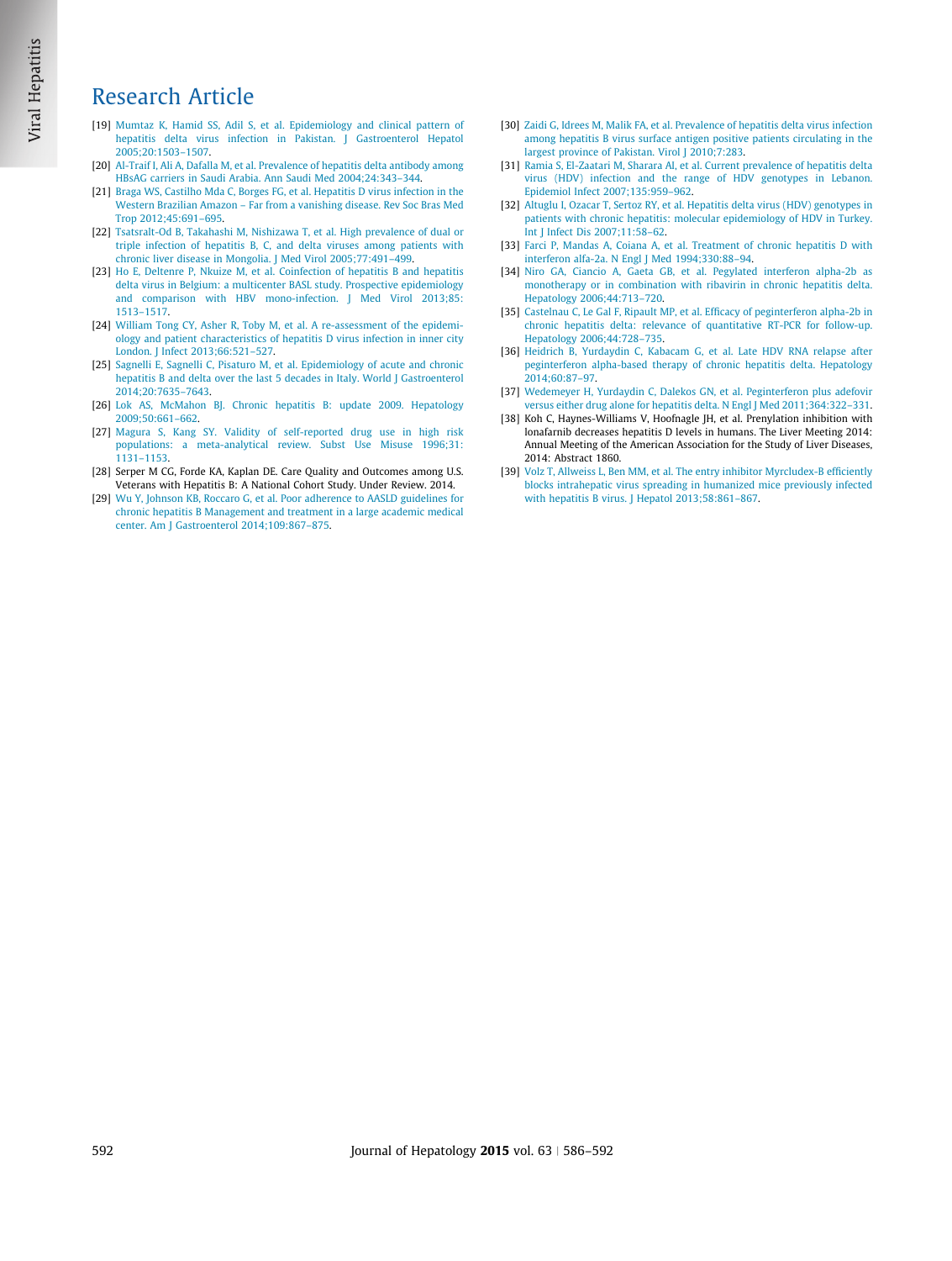[19] Mumtaz K, Hamid SS, Adil S, et al. Epidemiology and clinical pattern of hepatitis delta virus infection in Pakistan. J Gastroenterol Hepatol 2005;20:1503–1507.

[20] Al-Traif I, Ali A, Dafalla M, et al. Prevalence of hepatitis delta antibody among HBsAG carriers in Saudi Arabia. Ann Saudi Med 2004;24:343–344.

[21] Braga WS, Castilho Mda C, Borges FG, et al. Hepatitis D virus infection in the Western Brazilian Amazon – Far from a vanishing disease. Rev Soc Bras Med Trop 2012;45:691–695.

[22] Tsatsralt-Od B, Takahashi M, Nishizawa T, et al. High prevalence of dual or triple infection of hepatitis B, C, and delta viruses among patients with chronic liver disease in Mongolia. J Med Virol 2005;77:491–499.

[23] Ho E, Deltenre P, Nkuize M, et al. Coinfection of hepatitis B and hepatitis delta virus in Belgium: a multicenter BASL study. Prospective epidemiology and comparison with HBV mono-infection. J Med Virol 2013;85:1513–1517.

[24] William Tong CY, Asher R, Toby M, et al. A re-assessment of the epidemiology and patient characteristics of hepatitis D virus infection in inner city London. J Infect 2013;66:521–527.

[25] Sagnelli E, Sagnelli C, Pisaturo M, et al. Epidemiology of acute and chronic hepatitis B and delta over the last 5 decades in Italy. World J Gastroenterol 2014;20:7635–7643.

[26] Lok AS, McMahon BJ. Chronic hepatitis B: update 2009. Hepatology 2009;50:661–662.

[27] Magura S, Kang SY. Validity of self-reported drug use in high risk populations: a meta-analytical review. Subst Use Misuse 1996;31:1131–1153.

[28] Serper M CG, Forde KA, Kaplan DE. Care Quality and Outcomes among U.S. Veterans with Hepatitis B: A National Cohort Study. Under Review. 2014.

[29] Wu Y, Johnson KB, Roccaro G, et al. Poor adherence to AASLD guidelines for chronic hepatitis B Management and treatment in a large academic medical center. Am J Gastroenterol 2014;109:867–875.

[30] Zaidi G, Idrees M, Malik FA, et al. Prevalence of hepatitis delta virus infection among hepatitis B virus surface antigen positive patients circulating in the largest province of Pakistan. Virol J 2010;7:283.

[31] Ramia S, El-Zaatari M, Sharara AI, et al. Current prevalence of hepatitis delta virus (HDV) infection and the range of HDV genotypes in Lebanon. Epidemiol Infect 2007;135:959–962.

[32] Altuglu I, Ozacar T, Sertoz RY, et al. Hepatitis delta virus (HDV) genotypes in patients with chronic hepatitis: molecular epidemiology of HDV in Turkey. Int J Infect Dis 2007;11:58–62.

[33] Farci P, Mandas A, Coiana A, et al. Treatment of chronic hepatitis D with interferon alfa-2a. N Engl J Med 1994;330:88–94.

[34] Niro GA, Ciancio A, Gaeta GB, et al. Pegylated interferon alpha-2b as monotherapy or in combination with ribavirin in chronic hepatitis delta. Hepatology 2006;44:713–720.

[35] Castelnau C, Le Gal F, Ripault MP, et al. Efficacy of peginterferon alpha-2b in chronic hepatitis delta: relevance of quantitative RT-PCR for follow-up. Hepatology 2006;44:728–735.

[36] Heidrich B, Yurdaydin C, Kabacam G, et al. Late HDV RNA relapse after peginterferon alpha-based therapy of chronic hepatitis delta. Hepatology 2014;60:87–97.

[37] Wedemeyer H, Yurdaydin C, Dalekos GN, et al. Peginterferon plus adefovir versus either drug alone for hepatitis delta. N Engl J Med 2011;364:322–331.

[38] Koh C, Haynes-Williams V, Hoofnagle JH, et al. Prenylation inhibition with lonafarnib decreases hepatitis D levels in humans. The Liver Meeting 2014: Annual Meeting of the American Association for the Study of Liver Diseases, 2014: Abstract 1860.

[39] Volz T, Allweiss L, Ben MM, et al. The entry inhibitor Myrcludex-B efficiently blocks intrahepatic virus spreading in humanized mice previously infected with hepatitis B virus. J Hepatol 2013;58:861–867.